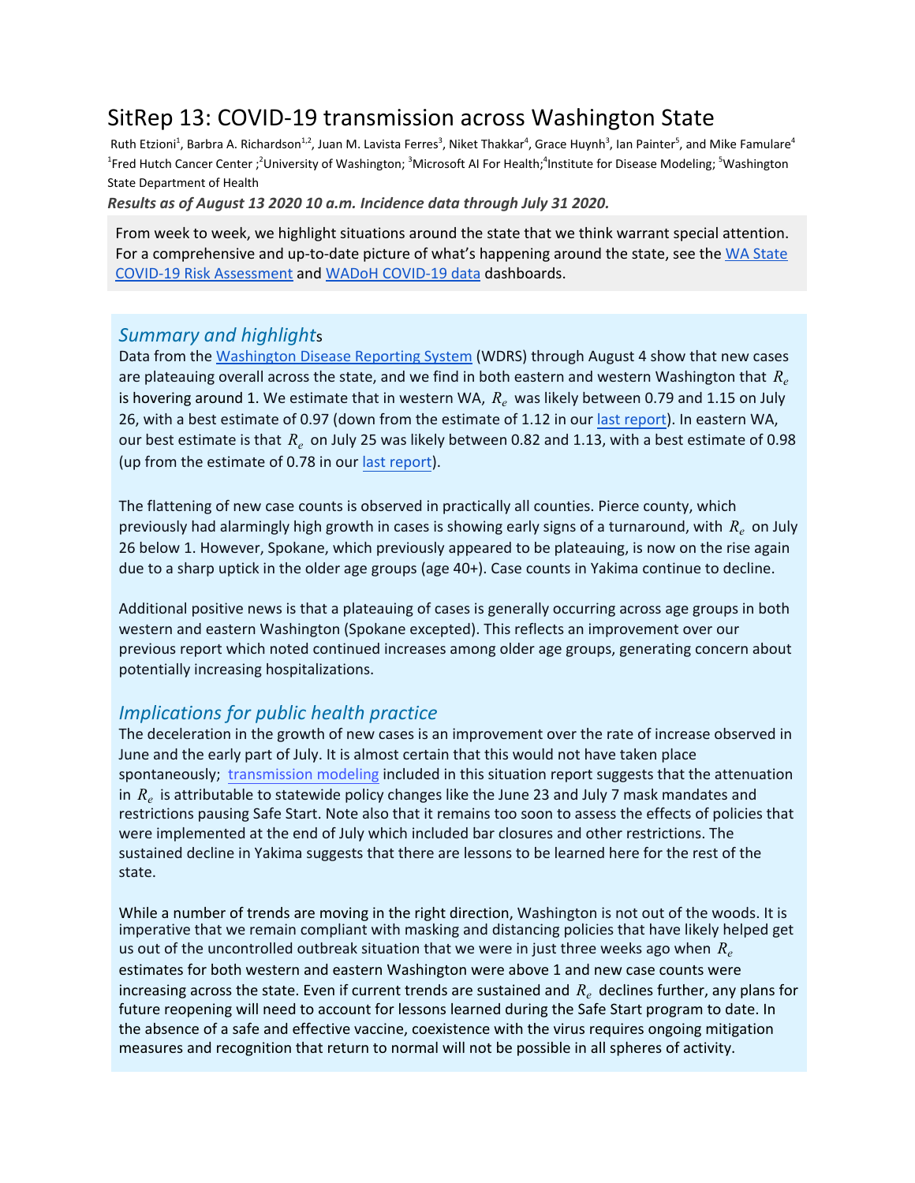# SitRep 13: COVID-19 transmission across Washington State

Ruth Etzioni[1], Barbra A. Richardson[1,2], Juan M. Lavista Ferres[3], Niket Thakkar[4], Grace Huynh[3], Ian Painter[5], and Mike Famulare[4]

[1]Fred Hutch Cancer Center ;[2]University of Washington; [3]Microsoft AI For Health;[4]Institute for Disease Modeling; [5]Washington State Department of Health

***Results as of August 13 2020 10 a.m. Incidence data through July 31 2020.***

From week to week, we highlight situations around the state that we think warrant special attention. For a comprehensive and up-to-date picture of what's happening around the state, see the WA State COVID-19 Risk Assessment and WADoH COVID-19 data dashboards.

## *Summary and highlights*

Data from the Washington Disease Reporting System (WDRS) through August 4 show that new cases are plateauing overall across the state, and we find in both eastern and western Washington that $R_e$ is hovering around 1. We estimate that in western WA, $R_e$ was likely between 0.79 and 1.15 on July 26, with a best estimate of 0.97 (down from the estimate of 1.12 in our last report). In eastern WA, our best estimate is that $R_e$ on July 25 was likely between 0.82 and 1.13, with a best estimate of 0.98 (up from the estimate of 0.78 in our last report).

The flattening of new case counts is observed in practically all counties. Pierce county, which previously had alarmingly high growth in cases is showing early signs of a turnaround, with $R_e$ on July 26 below 1. However, Spokane, which previously appeared to be plateauing, is now on the rise again due to a sharp uptick in the older age groups (age 40+). Case counts in Yakima continue to decline.

Additional positive news is that a plateauing of cases is generally occurring across age groups in both western and eastern Washington (Spokane excepted). This reflects an improvement over our previous report which noted continued increases among older age groups, generating concern about potentially increasing hospitalizations.

## *Implications for public health practice*

The deceleration in the growth of new cases is an improvement over the rate of increase observed in June and the early part of July. It is almost certain that this would not have taken place spontaneously; transmission modeling included in this situation report suggests that the attenuation in $R_e$ is attributable to statewide policy changes like the June 23 and July 7 mask mandates and restrictions pausing Safe Start. Note also that it remains too soon to assess the effects of policies that were implemented at the end of July which included bar closures and other restrictions. The sustained decline in Yakima suggests that there are lessons to be learned here for the rest of the state.

While a number of trends are moving in the right direction, Washington is not out of the woods. It is imperative that we remain compliant with masking and distancing policies that have likely helped get us out of the uncontrolled outbreak situation that we were in just three weeks ago when $R_e$ estimates for both western and eastern Washington were above 1 and new case counts were increasing across the state. Even if current trends are sustained and $R_e$ declines further, any plans for future reopening will need to account for lessons learned during the Safe Start program to date. In the absence of a safe and effective vaccine, coexistence with the virus requires ongoing mitigation measures and recognition that return to normal will not be possible in all spheres of activity.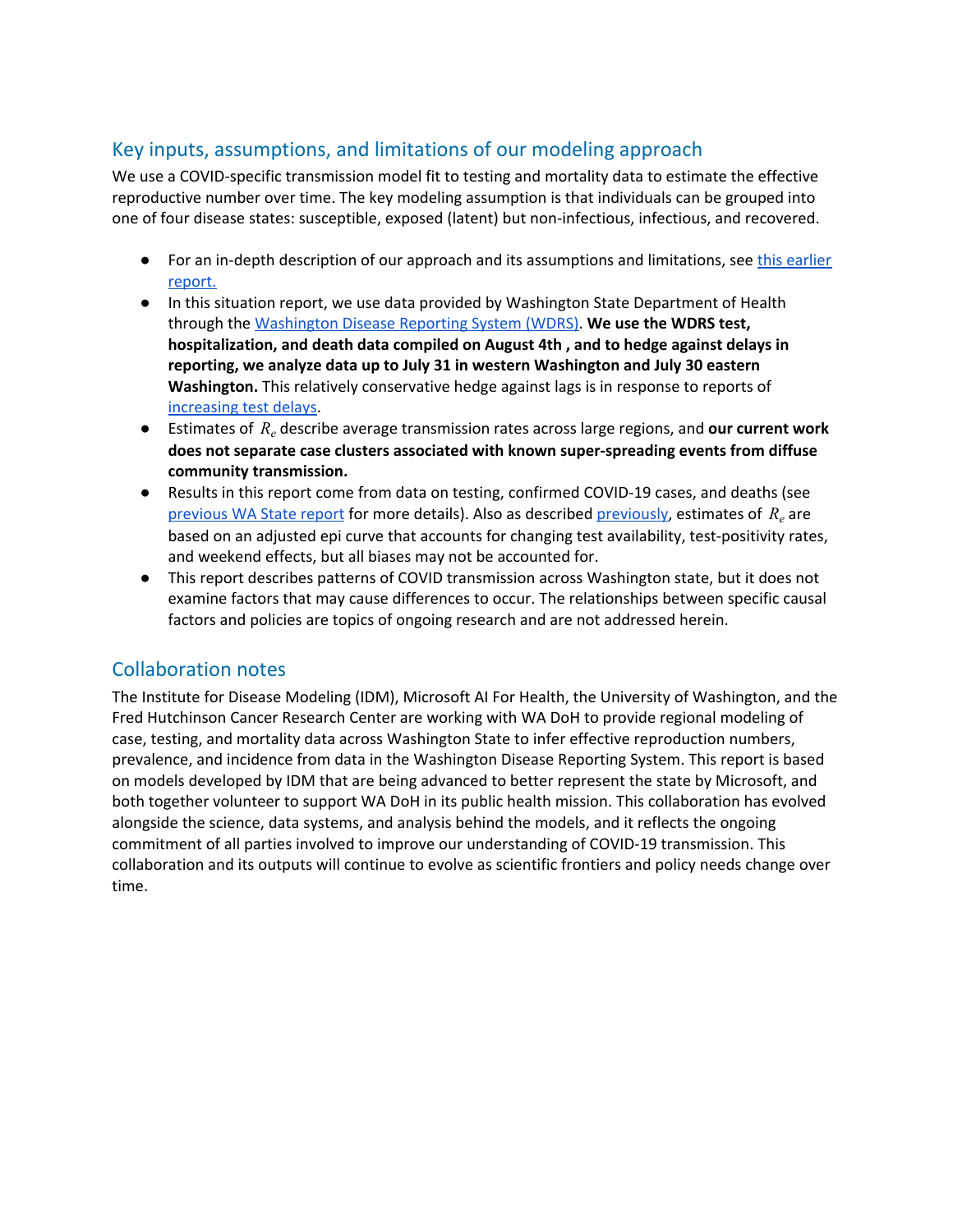## Key inputs, assumptions, and limitations of our modeling approach

We use a COVID-specific transmission model fit to testing and mortality data to estimate the effective reproductive number over time. The key modeling assumption is that individuals can be grouped into one of four disease states: susceptible, exposed (latent) but non-infectious, infectious, and recovered.

- For an in-depth description of our approach and its assumptions and limitations, see [this earlier report.]()
- In this situation report, we use data provided by Washington State Department of Health through the [Washington Disease Reporting System (WDRS)](). **We use the WDRS test, hospitalization, and death data compiled on August 4th , and to hedge against delays in reporting, we analyze data up to July 31 in western Washington and July 30 eastern Washington.** This relatively conservative hedge against lags is in response to reports of [increasing test delays]().
- Estimates of $R_e$ describe average transmission rates across large regions, and **our current work does not separate case clusters associated with known super-spreading events from diffuse community transmission.**
- Results in this report come from data on testing, confirmed COVID-19 cases, and deaths (see [previous WA State report]() for more details). Also as described [previously](), estimates of $R_e$ are based on an adjusted epi curve that accounts for changing test availability, test-positivity rates, and weekend effects, but all biases may not be accounted for.
- This report describes patterns of COVID transmission across Washington state, but it does not examine factors that may cause differences to occur. The relationships between specific causal factors and policies are topics of ongoing research and are not addressed herein.

## Collaboration notes

The Institute for Disease Modeling (IDM), Microsoft AI For Health, the University of Washington, and the Fred Hutchinson Cancer Research Center are working with WA DoH to provide regional modeling of case, testing, and mortality data across Washington State to infer effective reproduction numbers, prevalence, and incidence from data in the Washington Disease Reporting System. This report is based on models developed by IDM that are being advanced to better represent the state by Microsoft, and both together volunteer to support WA DoH in its public health mission. This collaboration has evolved alongside the science, data systems, and analysis behind the models, and it reflects the ongoing commitment of all parties involved to improve our understanding of COVID-19 transmission. This collaboration and its outputs will continue to evolve as scientific frontiers and policy needs change over time.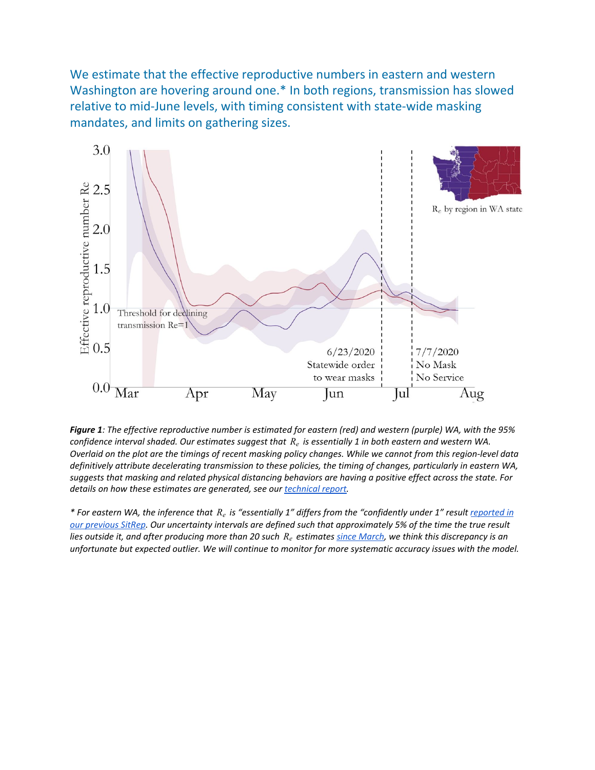We estimate that the effective reproductive numbers in eastern and western Washington are hovering around one.* In both regions, transmission has slowed relative to mid-June levels, with timing consistent with state-wide masking mandates, and limits on gathering sizes.

3.0
2.5
2.0
1.5
1.0
0.5
0.0

Effective reproductive number Re

Threshold for declining transmission Re=1

Mar
Apr
May
Jun
Jul
Aug

6/23/2020
Statewide order to wear masks

7/7/2020
No Mask
No Service

$R_e$ by region in WA state

***Figure 1***: *The effective reproductive number is estimated for eastern (red) and western (purple) WA, with the 95% confidence interval shaded. Our estimates suggest that $R_e$ is essentially 1 in both eastern and western WA. Overlaid on the plot are the timings of recent masking policy changes. While we cannot from this region-level data definitively attribute decelerating transmission to these policies, the timing of changes, particularly in eastern WA, suggests that masking and related physical distancing behaviors are having a positive effect across the state. For details on how these estimates are generated, see our technical report.*

*\* For eastern WA, the inference that $R_e$ is "essentially 1" differs from the "confidently under 1" result reported in our previous SitRep. Our uncertainty intervals are defined such that approximately 5% of the time the true result lies outside it, and after producing more than 20 such $R_e$ estimates since March, we think this discrepancy is an unfortunate but expected outlier. We will continue to monitor for more systematic accuracy issues with the model.*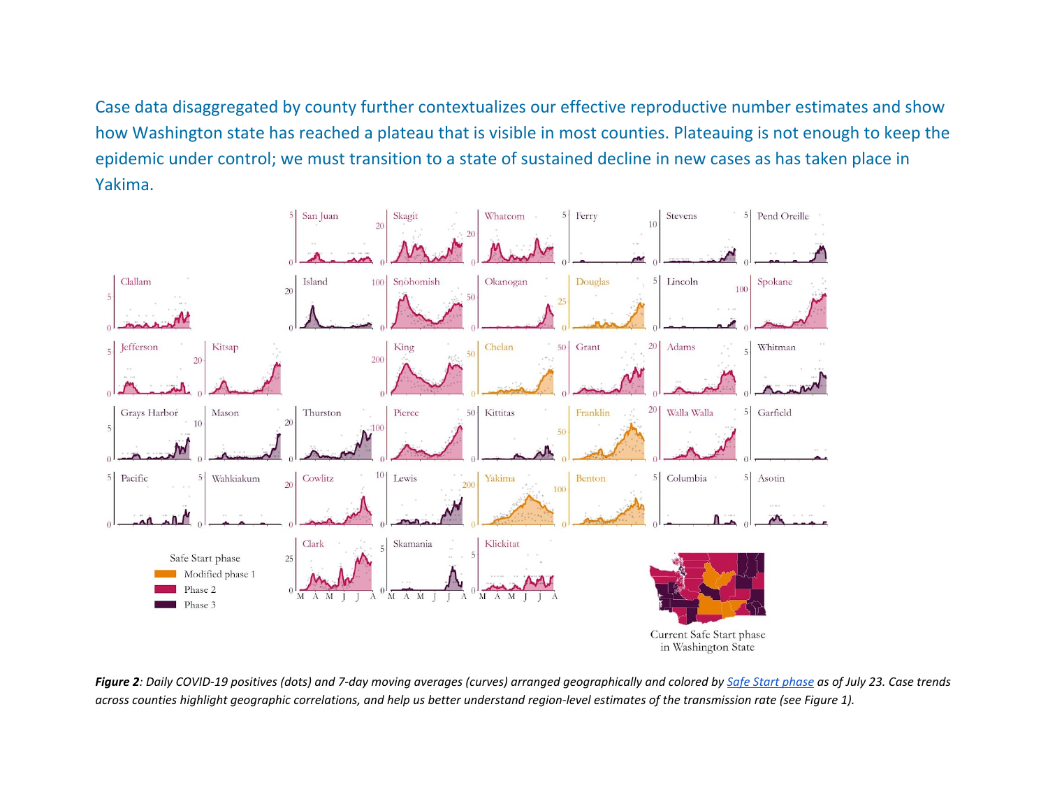Case data disaggregated by county further contextualizes our effective reproductive number estimates and show how Washington state has reached a plateau that is visible in most counties. Plateauing is not enough to keep the epidemic under control; we must transition to a state of sustained decline in new cases as has taken place in Yakima.

San Juan
Skagit
Whatcom
Ferry
Stevens
Pend Oreille
Clallam
Island
Snohomish
Okanogan
Douglas
Lincoln
Spokane
Jefferson
Kitsap
King
Chelan
Grant
Adams
Whitman
Grays Harbor
Mason
Thurston
Pierce
Kittitas
Franklin
Walla Walla
Garfield
Pacific
Wahkiakum
Cowlitz
Lewis
Yakima
Benton
Columbia
Asotin
Clark
Skamania
Klickitat

M A M J J A

Safe Start phase
Modified phase 1
Phase 2
Phase 3

Current Safe Start phase in Washington State

***Figure 2****: Daily COVID-19 positives (dots) and 7-day moving averages (curves) arranged geographically and colored by Safe Start phase as of July 23. Case trends across counties highlight geographic correlations, and help us better understand region-level estimates of the transmission rate (see Figure 1).*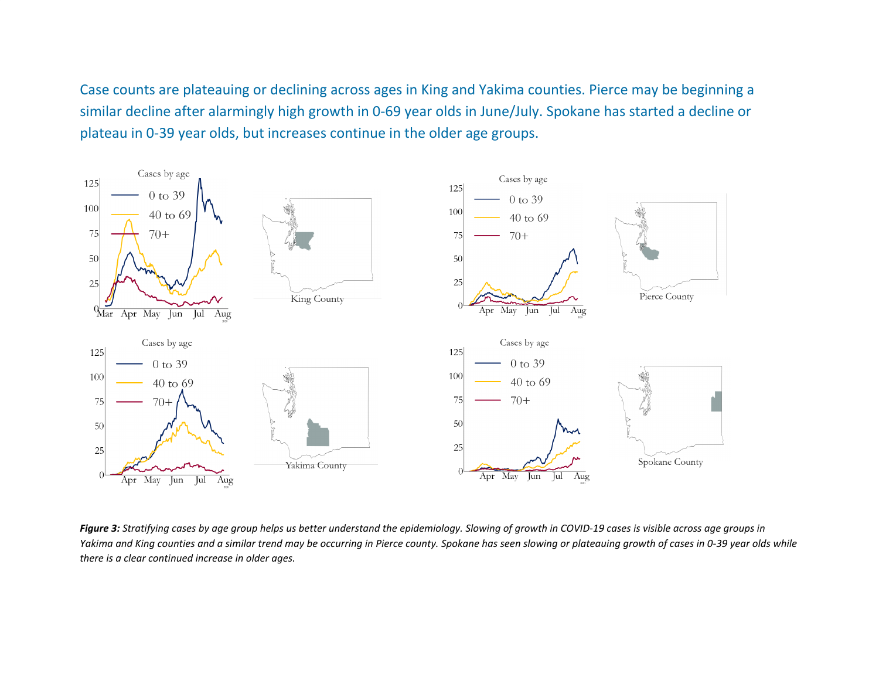Case counts are plateauing or declining across ages in King and Yakima counties. Pierce may be beginning a similar decline after alarmingly high growth in 0-69 year olds in June/July. Spokane has started a decline or plateau in 0-39 year olds, but increases continue in the older age groups.

Cases by age

125
100
75
50
25
0

0 to 39
40 to 69
70+

Mar Apr May Jun Jul Aug

King County

Cases by age

125
100
75
50
25
0

0 to 39
40 to 69
70+

Apr May Jun Jul Aug

Pierce County

Cases by age

125
100
75
50
25
0

0 to 39
40 to 69
70+

Apr May Jun Jul Aug

Yakima County

Cases by age

125
100
75
50
25
0

0 to 39
40 to 69
70+

Apr May Jun Jul Aug

Spokane County

***Figure 3:*** *Stratifying cases by age group helps us better understand the epidemiology. Slowing of growth in COVID-19 cases is visible across age groups in Yakima and King counties and a similar trend may be occurring in Pierce county. Spokane has seen slowing or plateauing growth of cases in 0-39 year olds while there is a clear continued increase in older ages.*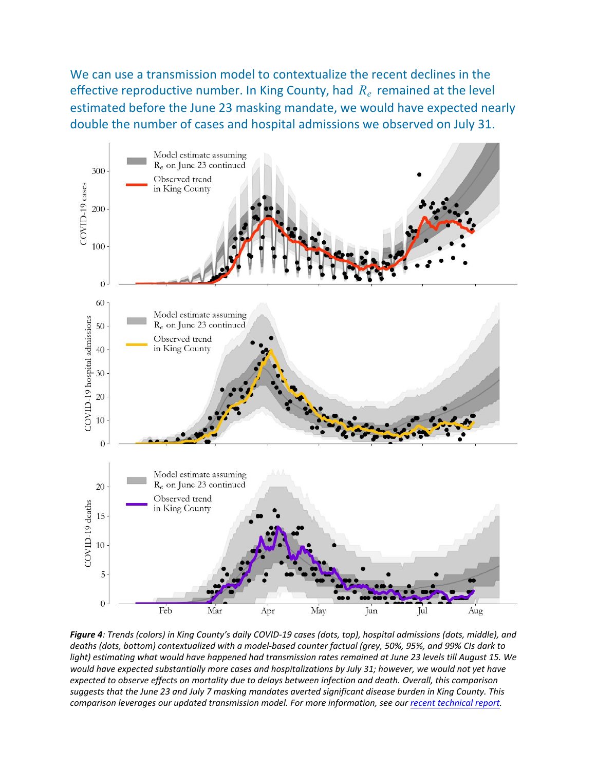We can use a transmission model to contextualize the recent declines in the effective reproductive number. In King County, had $R_e$ remained at the level estimated before the June 23 masking mandate, we would have expected nearly double the number of cases and hospital admissions we observed on July 31.

Model estimate assuming $R_e$ on June 23 continued

Observed trend in King County

COVID-19 cases

0
100
200
300

Model estimate assuming $R_e$ on June 23 continued

Observed trend in King County

COVID-19 hospital admissions

0
10
20
30
40
50
60

Model estimate assuming $R_e$ on June 23 continued

Observed trend in King County

COVID-19 deaths

0
5
10
15
20

Feb
Mar
Apr
May
Jun
Jul
Aug

***Figure 4**: Trends (colors) in King County's daily COVID-19 cases (dots, top), hospital admissions (dots, middle), and deaths (dots, bottom) contextualized with a model-based counter factual (grey, 50%, 95%, and 99% CIs dark to light) estimating what would have happened had transmission rates remained at June 23 levels till August 15. We would have expected substantially more cases and hospitalizations by July 31; however, we would not yet have expected to observe effects on mortality due to delays between infection and death. Overall, this comparison suggests that the June 23 and July 7 masking mandates averted significant disease burden in King County. This comparison leverages our updated transmission model. For more information, see our [recent technical report](#).*